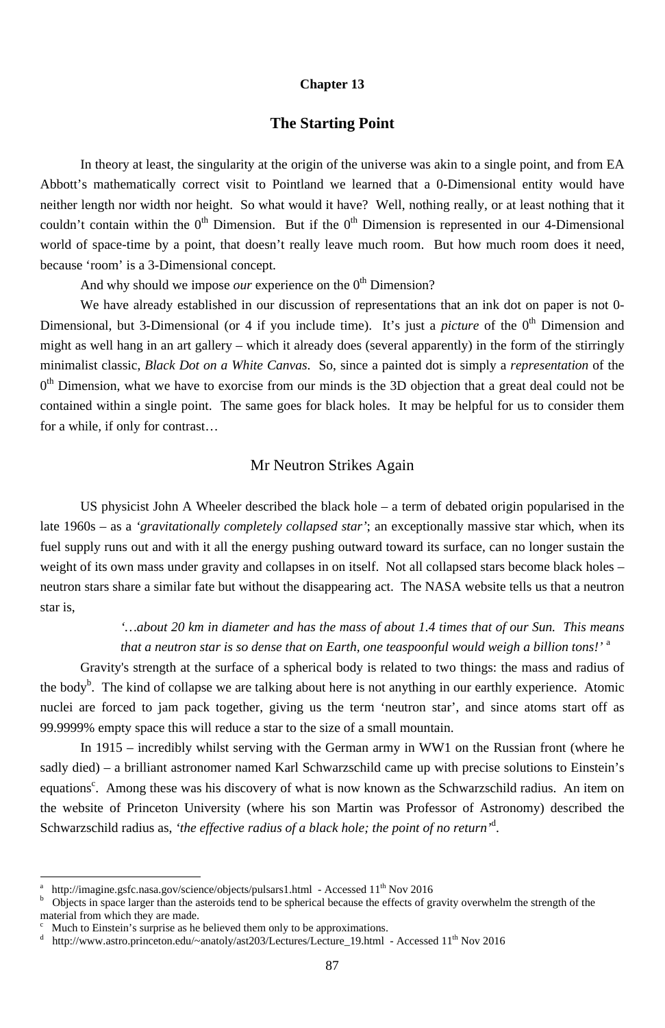## Chapter 13

# The Starting Point

In theory at least, the singularity at the origin of the universe was akin to a single point, and from EA Abbott's mathematically correct visit to Pointland we learned that a 0-Dimensional entity would have neither length nor width nor height. So what would it have? Well, nothing really, or at least nothing that it couldn't contain within the $0^{th}$ Dimension. But if the $0^{th}$ Dimension is represented in our 4-Dimensional world of space-time by a point, that doesn't really leave much room. But how much room does it need, because 'room' is a 3-Dimensional concept.

And why should we impose *our* experience on the $0^{th}$ Dimension?

We have already established in our discussion of representations that an ink dot on paper is not 0-Dimensional, but 3-Dimensional (or 4 if you include time). It's just a *picture* of the $0^{th}$ Dimension and might as well hang in an art gallery – which it already does (several apparently) in the form of the stirringly minimalist classic, *Black Dot on a White Canvas*. So, since a painted dot is simply a *representation* of the $0^{th}$ Dimension, what we have to exorcise from our minds is the 3D objection that a great deal could not be contained within a single point. The same goes for black holes. It may be helpful for us to consider them for a while, if only for contrast…

## Mr Neutron Strikes Again

US physicist John A Wheeler described the black hole – a term of debated origin popularised in the late 1960s – as a *'gravitationally completely collapsed star'*; an exceptionally massive star which, when its fuel supply runs out and with it all the energy pushing outward toward its surface, can no longer sustain the weight of its own mass under gravity and collapses in on itself. Not all collapsed stars become black holes – neutron stars share a similar fate but without the disappearing act. The NASA website tells us that a neutron star is,

> *'…about 20 km in diameter and has the mass of about 1.4 times that of our Sun. This means that a neutron star is so dense that on Earth, one teaspoonful would weigh a billion tons!'* [a]

Gravity's strength at the surface of a spherical body is related to two things: the mass and radius of the body[b]. The kind of collapse we are talking about here is not anything in our earthly experience. Atomic nuclei are forced to jam pack together, giving us the term 'neutron star', and since atoms start off as 99.9999% empty space this will reduce a star to the size of a small mountain.

In 1915 – incredibly whilst serving with the German army in WW1 on the Russian front (where he sadly died) – a brilliant astronomer named Karl Schwarzschild came up with precise solutions to Einstein's equations[c]. Among these was his discovery of what is now known as the Schwarzschild radius. An item on the website of Princeton University (where his son Martin was Professor of Astronomy) described the Schwarzschild radius as, *'the effective radius of a black hole; the point of no return'*[d].

---

[a] http://imagine.gsfc.nasa.gov/science/objects/pulsars1.html - Accessed 11th Nov 2016

[b] Objects in space larger than the asteroids tend to be spherical because the effects of gravity overwhelm the strength of the material from which they are made.

[c] Much to Einstein's surprise as he believed them only to be approximations.

[d] http://www.astro.princeton.edu/~anatoly/ast203/Lectures/Lecture_19.html - Accessed 11th Nov 2016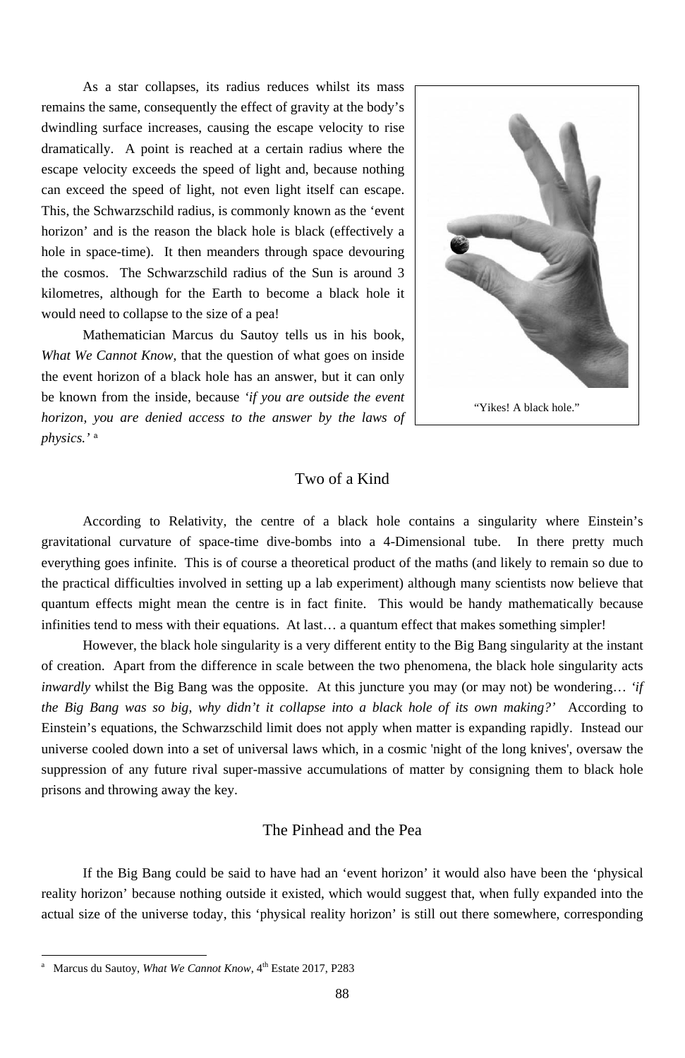As a star collapses, its radius reduces whilst its mass remains the same, consequently the effect of gravity at the body's dwindling surface increases, causing the escape velocity to rise dramatically. A point is reached at a certain radius where the escape velocity exceeds the speed of light and, because nothing can exceed the speed of light, not even light itself can escape. This, the Schwarzschild radius, is commonly known as the 'event horizon' and is the reason the black hole is black (effectively a hole in space-time). It then meanders through space devouring the cosmos. The Schwarzschild radius of the Sun is around 3 kilometres, although for the Earth to become a black hole it would need to collapse to the size of a pea!

"Yikes! A black hole."

Mathematician Marcus du Sautoy tells us in his book, *What We Cannot Know*, that the question of what goes on inside the event horizon of a black hole has an answer, but it can only be known from the inside, because *'if you are outside the event horizon, you are denied access to the answer by the laws of physics.'* [a]

## Two of a Kind

According to Relativity, the centre of a black hole contains a singularity where Einstein's gravitational curvature of space-time dive-bombs into a 4-Dimensional tube. In there pretty much everything goes infinite. This is of course a theoretical product of the maths (and likely to remain so due to the practical difficulties involved in setting up a lab experiment) although many scientists now believe that quantum effects might mean the centre is in fact finite. This would be handy mathematically because infinities tend to mess with their equations. At last… a quantum effect that makes something simpler!

However, the black hole singularity is a very different entity to the Big Bang singularity at the instant of creation. Apart from the difference in scale between the two phenomena, the black hole singularity acts *inwardly* whilst the Big Bang was the opposite. At this juncture you may (or may not) be wondering… *'if the Big Bang was so big, why didn't it collapse into a black hole of its own making?'* According to Einstein's equations, the Schwarzschild limit does not apply when matter is expanding rapidly. Instead our universe cooled down into a set of universal laws which, in a cosmic 'night of the long knives', oversaw the suppression of any future rival super-massive accumulations of matter by consigning them to black hole prisons and throwing away the key.

## The Pinhead and the Pea

If the Big Bang could be said to have had an 'event horizon' it would also have been the 'physical reality horizon' because nothing outside it existed, which would suggest that, when fully expanded into the actual size of the universe today, this 'physical reality horizon' is still out there somewhere, corresponding

---

[a] Marcus du Sautoy, *What We Cannot Know*, 4th Estate 2017, P283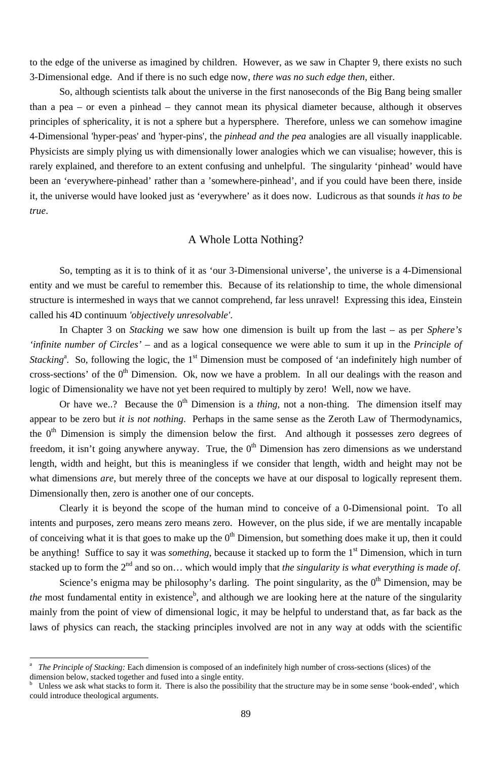to the edge of the universe as imagined by children. However, as we saw in Chapter 9, there exists no such 3-Dimensional edge. And if there is no such edge now, *there was no such edge then*, either.

So, although scientists talk about the universe in the first nanoseconds of the Big Bang being smaller than a pea – or even a pinhead – they cannot mean its physical diameter because, although it observes principles of sphericality, it is not a sphere but a hypersphere. Therefore, unless we can somehow imagine 4-Dimensional 'hyper-peas' and 'hyper-pins', the *pinhead and the pea* analogies are all visually inapplicable. Physicists are simply plying us with dimensionally lower analogies which we can visualise; however, this is rarely explained, and therefore to an extent confusing and unhelpful. The singularity 'pinhead' would have been an 'everywhere-pinhead' rather than a 'somewhere-pinhead', and if you could have been there, inside it, the universe would have looked just as 'everywhere' as it does now. Ludicrous as that sounds *it has to be true*.

## A Whole Lotta Nothing?

So, tempting as it is to think of it as 'our 3-Dimensional universe', the universe is a 4-Dimensional entity and we must be careful to remember this. Because of its relationship to time, the whole dimensional structure is intermeshed in ways that we cannot comprehend, far less unravel! Expressing this idea, Einstein called his 4D continuum *'objectively unresolvable'*.

In Chapter 3 on *Stacking* we saw how one dimension is built up from the last – as per *Sphere's 'infinite number of Circles'* – and as a logical consequence we were able to sum it up in the *Principle of Stacking*[a]. So, following the logic, the 1st Dimension must be composed of 'an indefinitely high number of cross-sections' of the 0th Dimension. Ok, now we have a problem. In all our dealings with the reason and logic of Dimensionality we have not yet been required to multiply by zero! Well, now we have.

Or have we..? Because the 0th Dimension is a *thing*, not a non-thing. The dimension itself may appear to be zero but *it is not nothing*. Perhaps in the same sense as the Zeroth Law of Thermodynamics, the 0th Dimension is simply the dimension below the first. And although it possesses zero degrees of freedom, it isn't going anywhere anyway. True, the 0th Dimension has zero dimensions as we understand length, width and height, but this is meaningless if we consider that length, width and height may not be what dimensions *are*, but merely three of the concepts we have at our disposal to logically represent them. Dimensionally then, zero is another one of our concepts.

Clearly it is beyond the scope of the human mind to conceive of a 0-Dimensional point. To all intents and purposes, zero means zero means zero. However, on the plus side, if we are mentally incapable of conceiving what it is that goes to make up the 0th Dimension, but something does make it up, then it could be anything! Suffice to say it was *something*, because it stacked up to form the 1st Dimension, which in turn stacked up to form the 2nd and so on… which would imply that *the singularity is what everything is made of*.

Science's enigma may be philosophy's darling. The point singularity, as the 0th Dimension, may be *the* most fundamental entity in existence[b], and although we are looking here at the nature of the singularity mainly from the point of view of dimensional logic, it may be helpful to understand that, as far back as the laws of physics can reach, the stacking principles involved are not in any way at odds with the scientific

---

[a] *The Principle of Stacking:* Each dimension is composed of an indefinitely high number of cross-sections (slices) of the dimension below, stacked together and fused into a single entity.

[b] Unless we ask what stacks to form it. There is also the possibility that the structure may be in some sense 'book-ended', which could introduce theological arguments.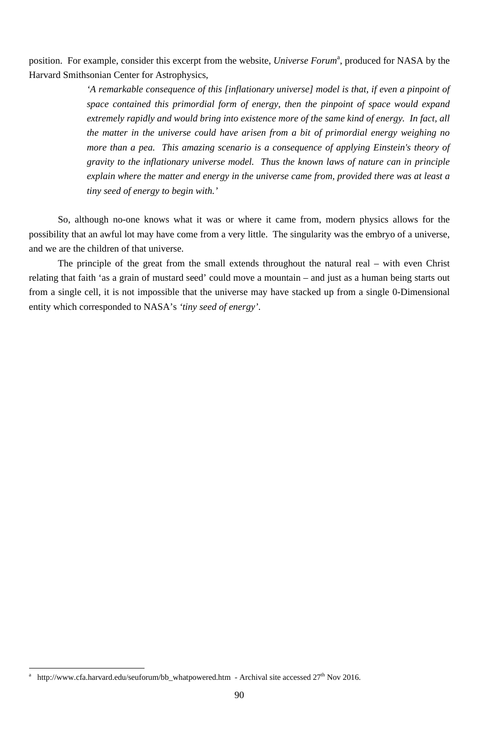position. For example, consider this excerpt from the website, *Universe Forum*[a], produced for NASA by the Harvard Smithsonian Center for Astrophysics,

> *'A remarkable consequence of this [inflationary universe] model is that, if even a pinpoint of space contained this primordial form of energy, then the pinpoint of space would expand extremely rapidly and would bring into existence more of the same kind of energy. In fact, all the matter in the universe could have arisen from a bit of primordial energy weighing no more than a pea. This amazing scenario is a consequence of applying Einstein's theory of gravity to the inflationary universe model. Thus the known laws of nature can in principle explain where the matter and energy in the universe came from, provided there was at least a tiny seed of energy to begin with.'*

So, although no-one knows what it was or where it came from, modern physics allows for the possibility that an awful lot may have come from a very little. The singularity was the embryo of a universe, and we are the children of that universe.

The principle of the great from the small extends throughout the natural real – with even Christ relating that faith 'as a grain of mustard seed' could move a mountain – and just as a human being starts out from a single cell, it is not impossible that the universe may have stacked up from a single 0-Dimensional entity which corresponded to NASA's *'tiny seed of energy'*.

---

[a] http://www.cfa.harvard.edu/seuforum/bb_whatpowered.htm - Archival site accessed 27th Nov 2016.